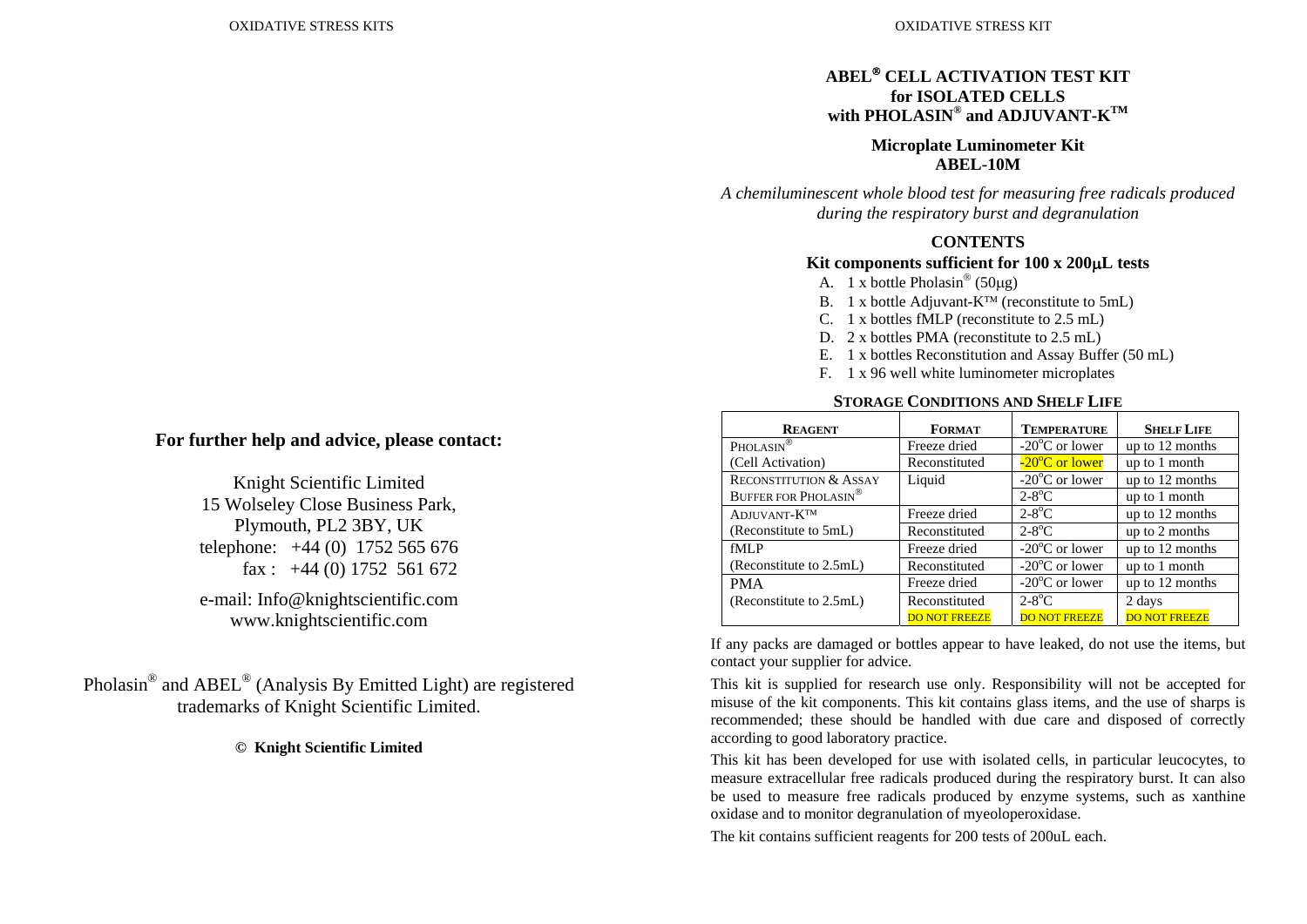**For further help and advice, please contact:**

Knight Scientific Limited
15 Wolseley Close Business Park,
Plymouth, PL2 3BY, UK
telephone: +44 (0) 1752 565 676
fax : +44 (0) 1752 561 672

e-mail: Info@knightscientific.com
www.knightscientific.com

Pholasin® and ABEL® (Analysis By Emitted Light) are registered trademarks of Knight Scientific Limited.

**© Knight Scientific Limited**

# ABEL® CELL ACTIVATION TEST KIT for ISOLATED CELLS with PHOLASIN® and ADJUVANT-K™

## Microplate Luminometer Kit ABEL-10M

*A chemiluminescent whole blood test for measuring free radicals produced during the respiratory burst and degranulation*

### CONTENTS

**Kit components sufficient for 100 x 200μL tests**

A. 1 x bottle Pholasin® (50μg)
B. 1 x bottle Adjuvant-K™ (reconstitute to 5mL)
C. 1 x bottles fMLP (reconstitute to 2.5 mL)
D. 2 x bottles PMA (reconstitute to 2.5 mL)
E. 1 x bottles Reconstitution and Assay Buffer (50 mL)
F. 1 x 96 well white luminometer microplates

**STORAGE CONDITIONS AND SHELF LIFE**

| REAGENT | FORMAT | TEMPERATURE | SHELF LIFE |
|---|---|---|---|
| PHOLASIN® | Freeze dried | -20°C or lower | up to 12 months |
| (Cell Activation) | Reconstituted | -20°C or lower | up to 1 month |
| RECONSTITUTION & ASSAY | Liquid | -20°C or lower | up to 12 months |
| BUFFER FOR PHOLASIN® | | 2-8°C | up to 1 month |
| ADJUVANT-K™ | Freeze dried | 2-8°C | up to 12 months |
| (Reconstitute to 5mL) | Reconstituted | 2-8°C | up to 2 months |
| fMLP | Freeze dried | -20°C or lower | up to 12 months |
| (Reconstitute to 2.5mL) | Reconstituted | -20°C or lower | up to 1 month |
| PMA | Freeze dried | -20°C or lower | up to 12 months |
| (Reconstitute to 2.5mL) | Reconstituted DO NOT FREEZE | 2-8°C DO NOT FREEZE | 2 days DO NOT FREEZE |

If any packs are damaged or bottles appear to have leaked, do not use the items, but contact your supplier for advice.

This kit is supplied for research use only. Responsibility will not be accepted for misuse of the kit components. This kit contains glass items, and the use of sharps is recommended; these should be handled with due care and disposed of correctly according to good laboratory practice.

This kit has been developed for use with isolated cells, in particular leucocytes, to measure extracellular free radicals produced during the respiratory burst. It can also be used to measure free radicals produced by enzyme systems, such as xanthine oxidase and to monitor degranulation of myeoloperoxidase.

The kit contains sufficient reagents for 200 tests of 200uL each.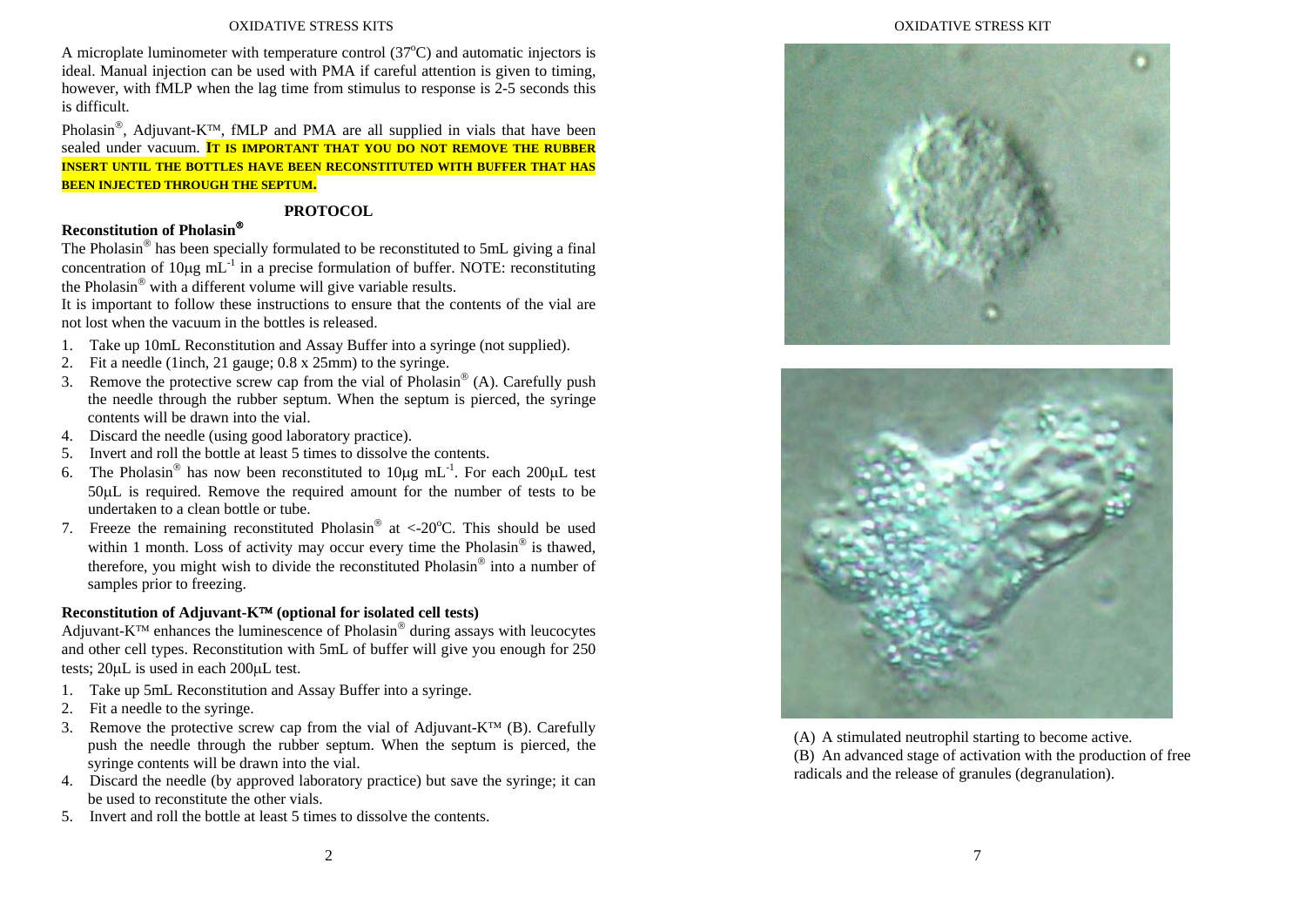A microplate luminometer with temperature control (37°C) and automatic injectors is ideal. Manual injection can be used with PMA if careful attention is given to timing, however, with fMLP when the lag time from stimulus to response is 2-5 seconds this is difficult.

Pholasin®, Adjuvant-K™, fMLP and PMA are all supplied in vials that have been sealed under vacuum. **IT IS IMPORTANT THAT YOU DO NOT REMOVE THE RUBBER INSERT UNTIL THE BOTTLES HAVE BEEN RECONSTITUTED WITH BUFFER THAT HAS BEEN INJECTED THROUGH THE SEPTUM.**

## PROTOCOL

### Reconstitution of Pholasin®

The Pholasin® has been specially formulated to be reconstituted to 5mL giving a final concentration of 10μg $mL^{-1}$ in a precise formulation of buffer. NOTE: reconstituting the Pholasin® with a different volume will give variable results.

It is important to follow these instructions to ensure that the contents of the vial are not lost when the vacuum in the bottles is released.

1. Take up 10mL Reconstitution and Assay Buffer into a syringe (not supplied).
2. Fit a needle (1inch, 21 gauge; 0.8 x 25mm) to the syringe.
3. Remove the protective screw cap from the vial of Pholasin® (A). Carefully push the needle through the rubber septum. When the septum is pierced, the syringe contents will be drawn into the vial.
4. Discard the needle (using good laboratory practice).
5. Invert and roll the bottle at least 5 times to dissolve the contents.
6. The Pholasin® has now been reconstituted to 10μg $mL^{-1}$. For each 200μL test 50μL is required. Remove the required amount for the number of tests to be undertaken to a clean bottle or tube.
7. Freeze the remaining reconstituted Pholasin® at <-20°C. This should be used within 1 month. Loss of activity may occur every time the Pholasin® is thawed, therefore, you might wish to divide the reconstituted Pholasin® into a number of samples prior to freezing.

### Reconstitution of Adjuvant-K™ (optional for isolated cell tests)

Adjuvant-K™ enhances the luminescence of Pholasin® during assays with leucocytes and other cell types. Reconstitution with 5mL of buffer will give you enough for 250 tests; 20μL is used in each 200μL test.

1. Take up 5mL Reconstitution and Assay Buffer into a syringe.
2. Fit a needle to the syringe.
3. Remove the protective screw cap from the vial of Adjuvant-K™ (B). Carefully push the needle through the rubber septum. When the septum is pierced, the syringe contents will be drawn into the vial.
4. Discard the needle (by approved laboratory practice) but save the syringe; it can be used to reconstitute the other vials.
5. Invert and roll the bottle at least 5 times to dissolve the contents.

(A) A stimulated neutrophil starting to become active.
(B) An advanced stage of activation with the production of free radicals and the release of granules (degranulation).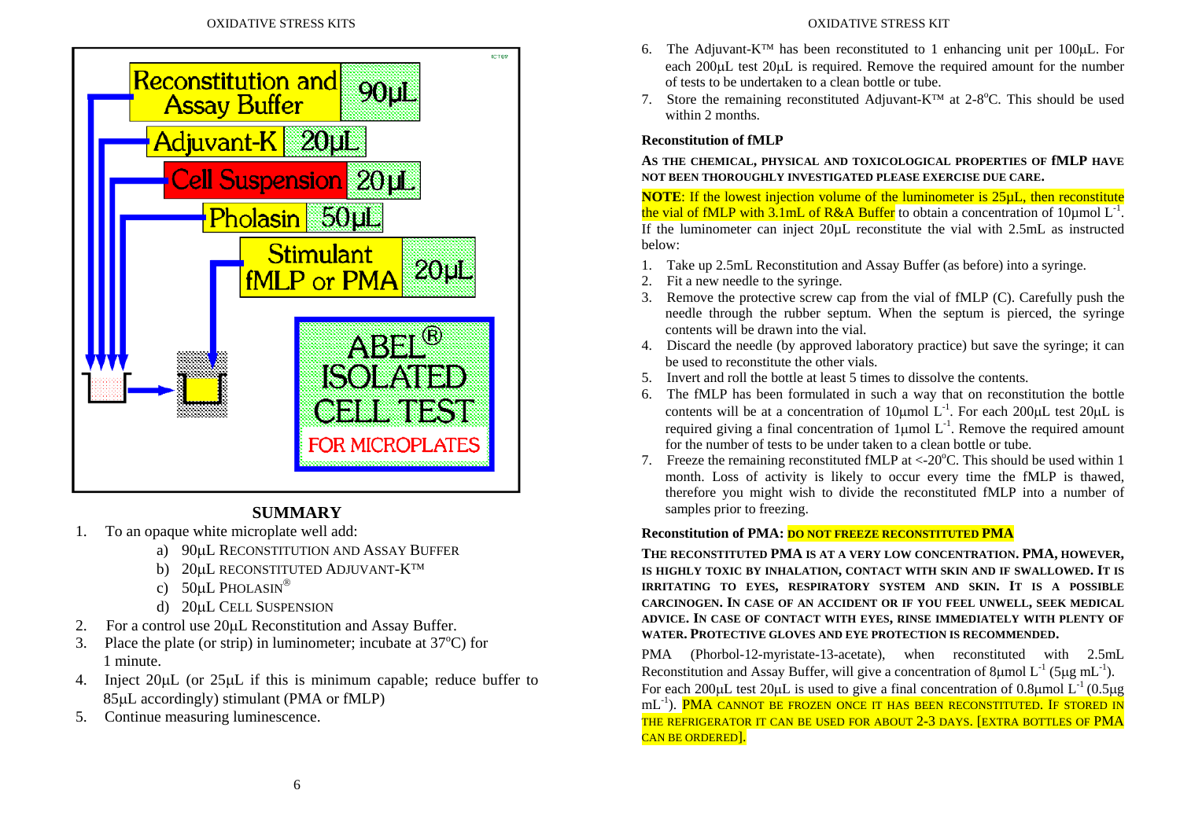Reconstitution and Assay Buffer 90μL

Adjuvant-K 20μL

Cell Suspension 20μL

Pholasin 50μL

Stimulant fMLP or PMA 20μL

ABEL® ISOLATED CELL TEST FOR MICROPLATES

## SUMMARY

1. To an opaque white microplate well add:
   a) 90μL Reconstitution and Assay Buffer
   b) 20μL reconstituted Adjuvant-K™
   c) 50μL Pholasin®
   d) 20μL Cell Suspension
2. For a control use 20μL Reconstitution and Assay Buffer.
3. Place the plate (or strip) in luminometer; incubate at 37°C) for 1 minute.
4. Inject 20μL (or 25μL if this is minimum capable; reduce buffer to 85μL accordingly) stimulant (PMA or fMLP)
5. Continue measuring luminescence.

6. The Adjuvant-K™ has been reconstituted to 1 enhancing unit per 100μL. For each 200μL test 20μL is required. Remove the required amount for the number of tests to be undertaken to a clean bottle or tube.
7. Store the remaining reconstituted Adjuvant-K™ at 2-8°C. This should be used within 2 months.

### Reconstitution of fMLP

**As the chemical, physical and toxicological properties of fMLP have not been thoroughly investigated please exercise due care.**

**NOTE**: If the lowest injection volume of the luminometer is 25μL, then reconstitute the vial of fMLP with 3.1mL of R&A Buffer to obtain a concentration of 10μmol $L^{-1}$. If the luminometer can inject 20μL reconstitute the vial with 2.5mL as instructed below:

1. Take up 2.5mL Reconstitution and Assay Buffer (as before) into a syringe.
2. Fit a new needle to the syringe.
3. Remove the protective screw cap from the vial of fMLP (C). Carefully push the needle through the rubber septum. When the septum is pierced, the syringe contents will be drawn into the vial.
4. Discard the needle (by approved laboratory practice) but save the syringe; it can be used to reconstitute the other vials.
5. Invert and roll the bottle at least 5 times to dissolve the contents.
6. The fMLP has been formulated in such a way that on reconstitution the bottle contents will be at a concentration of 10μmol $L^{-1}$. For each 200μL test 20μL is required giving a final concentration of 1μmol $L^{-1}$. Remove the required amount for the number of tests to be under taken to a clean bottle or tube.
7. Freeze the remaining reconstituted fMLP at <-20°C. This should be used within 1 month. Loss of activity is likely to occur every time the fMLP is thawed, therefore you might wish to divide the reconstituted fMLP into a number of samples prior to freezing.

### Reconstitution of PMA: **DO NOT FREEZE RECONSTITUTED PMA**

**The reconstituted PMA is at a very low concentration. PMA, however, is highly toxic by inhalation, contact with skin and if swallowed. It is irritating to eyes, respiratory system and skin. It is a possible carcinogen. In case of an accident or if you feel unwell, seek medical advice. In case of contact with eyes, rinse immediately with plenty of water. Protective gloves and eye protection is recommended.**

PMA (Phorbol-12-myristate-13-acetate), when reconstituted with 2.5mL Reconstitution and Assay Buffer, will give a concentration of 8μmol $L^{-1}$ (5μg $mL^{-1}$). For each 200μL test 20μL is used to give a final concentration of 0.8μmol $L^{-1}$ (0.5μg $mL^{-1}$). PMA CANNOT BE FROZEN ONCE IT HAS BEEN RECONSTITUTED. IF STORED IN THE REFRIGERATOR IT CAN BE USED FOR ABOUT 2-3 DAYS. [EXTRA BOTTLES OF PMA CAN BE ORDERED].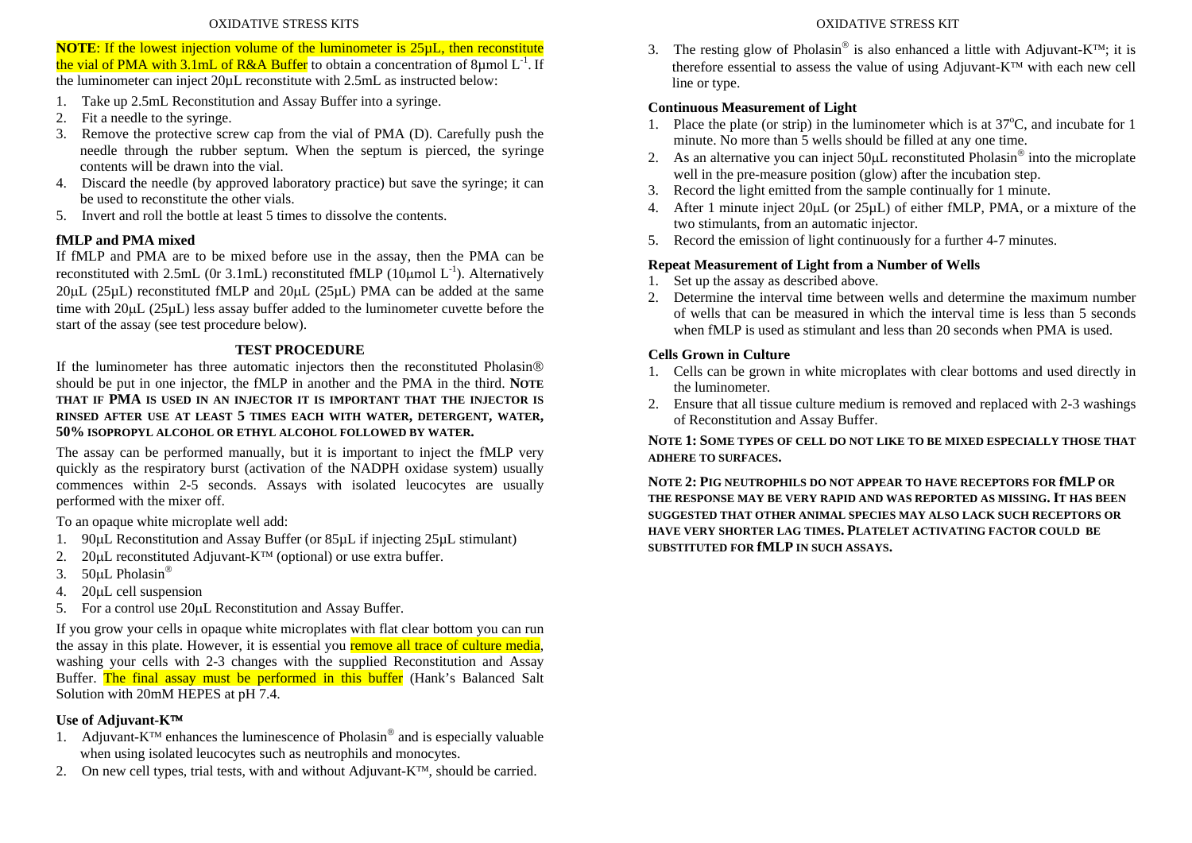**NOTE**: If the lowest injection volume of the luminometer is 25µL, then reconstitute the vial of PMA with 3.1mL of R&A Buffer to obtain a concentration of 8µmol $L^{-1}$. If the luminometer can inject 20µL reconstitute with 2.5mL as instructed below:

1. Take up 2.5mL Reconstitution and Assay Buffer into a syringe.
2. Fit a needle to the syringe.
3. Remove the protective screw cap from the vial of PMA (D). Carefully push the needle through the rubber septum. When the septum is pierced, the syringe contents will be drawn into the vial.
4. Discard the needle (by approved laboratory practice) but save the syringe; it can be used to reconstitute the other vials.
5. Invert and roll the bottle at least 5 times to dissolve the contents.

### fMLP and PMA mixed

If fMLP and PMA are to be mixed before use in the assay, then the PMA can be reconstituted with 2.5mL (0r 3.1mL) reconstituted fMLP (10µmol $L^{-1}$). Alternatively 20µL (25µL) reconstituted fMLP and 20µL (25µL) PMA can be added at the same time with 20µL (25µL) less assay buffer added to the luminometer cuvette before the start of the assay (see test procedure below).

## TEST PROCEDURE

If the luminometer has three automatic injectors then the reconstituted Pholasin® should be put in one injector, the fMLP in another and the PMA in the third. **NOTE THAT IF PMA IS USED IN AN INJECTOR IT IS IMPORTANT THAT THE INJECTOR IS RINSED AFTER USE AT LEAST 5 TIMES EACH WITH WATER, DETERGENT, WATER, 50% ISOPROPYL ALCOHOL OR ETHYL ALCOHOL FOLLOWED BY WATER.**

The assay can be performed manually, but it is important to inject the fMLP very quickly as the respiratory burst (activation of the NADPH oxidase system) usually commences within 2-5 seconds. Assays with isolated leucocytes are usually performed with the mixer off.

To an opaque white microplate well add:

1. 90µL Reconstitution and Assay Buffer (or 85µL if injecting 25µL stimulant)
2. 20µL reconstituted Adjuvant-K™ (optional) or use extra buffer.
3. 50µL Pholasin®
4. 20µL cell suspension
5. For a control use 20µL Reconstitution and Assay Buffer.

If you grow your cells in opaque white microplates with flat clear bottom you can run the assay in this plate. However, it is essential you remove all trace of culture media, washing your cells with 2-3 changes with the supplied Reconstitution and Assay Buffer. The final assay must be performed in this buffer (Hank's Balanced Salt Solution with 20mM HEPES at pH 7.4.

### Use of Adjuvant-K™

1. Adjuvant-K™ enhances the luminescence of Pholasin® and is especially valuable when using isolated leucocytes such as neutrophils and monocytes.
2. On new cell types, trial tests, with and without Adjuvant-K™, should be carried.
3. The resting glow of Pholasin® is also enhanced a little with Adjuvant-K™; it is therefore essential to assess the value of using Adjuvant-K™ with each new cell line or type.

### Continuous Measurement of Light

1. Place the plate (or strip) in the luminometer which is at 37°C, and incubate for 1 minute. No more than 5 wells should be filled at any one time.
2. As an alternative you can inject 50µL reconstituted Pholasin® into the microplate well in the pre-measure position (glow) after the incubation step.
3. Record the light emitted from the sample continually for 1 minute.
4. After 1 minute inject 20µL (or 25µL) of either fMLP, PMA, or a mixture of the two stimulants, from an automatic injector.
5. Record the emission of light continuously for a further 4-7 minutes.

### Repeat Measurement of Light from a Number of Wells

1. Set up the assay as described above.
2. Determine the interval time between wells and determine the maximum number of wells that can be measured in which the interval time is less than 5 seconds when fMLP is used as stimulant and less than 20 seconds when PMA is used.

### Cells Grown in Culture

1. Cells can be grown in white microplates with clear bottoms and used directly in the luminometer.
2. Ensure that all tissue culture medium is removed and replaced with 2-3 washings of Reconstitution and Assay Buffer.

**NOTE 1: SOME TYPES OF CELL DO NOT LIKE TO BE MIXED ESPECIALLY THOSE THAT ADHERE TO SURFACES.**

**NOTE 2: PIG NEUTROPHILS DO NOT APPEAR TO HAVE RECEPTORS FOR fMLP OR THE RESPONSE MAY BE VERY RAPID AND WAS REPORTED AS MISSING. IT HAS BEEN SUGGESTED THAT OTHER ANIMAL SPECIES MAY ALSO LACK SUCH RECEPTORS OR HAVE VERY SHORTER LAG TIMES. PLATELET ACTIVATING FACTOR COULD BE SUBSTITUTED FOR fMLP IN SUCH ASSAYS.**